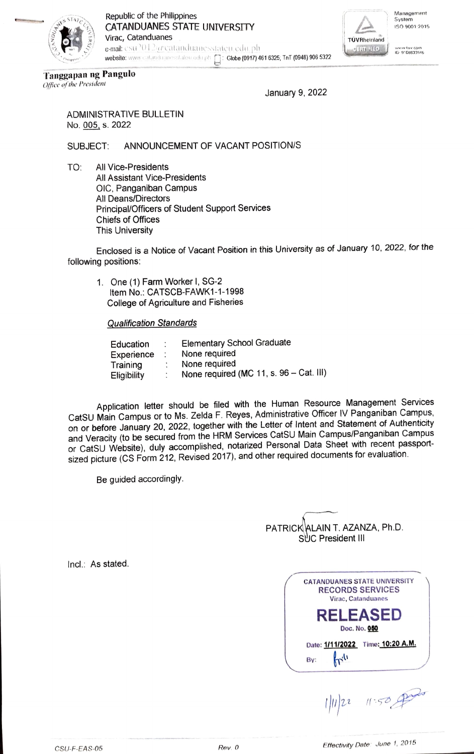Republic of the Philippines
CATANDUANES STATE UNIVERSITY
Virac, Catanduanes
e-mail: csu'012@catanduanesstateu.edu.ph
website: www.catanduanesstateu.edu.ph Globe (0917) 461 6325; TnT (0948) 906 5322

Management System ISO 9001:2015
TÜVRheinland CERTIFIED
www.tuv.com ID 9108633846

**Tanggapan ng Pangulo**
*Office of the President*

January 9, 2022

ADMINISTRATIVE BULLETIN
No. 005, s. 2022

SUBJECT: ANNOUNCEMENT OF VACANT POSITION/S

TO: All Vice-Presidents
All Assistant Vice-Presidents
OIC, Panganiban Campus
All Deans/Directors
Principal/Officers of Student Support Services
Chiefs of Offices
This University

Enclosed is a Notice of Vacant Position in this University as of January 10, 2022, for the following positions:

1. One (1) Farm Worker I, SG-2
   Item No.: CATSCB-FAWK1-1-1998
   College of Agriculture and Fisheries

   *Qualification Standards*

| | | |
|---|---|---|
| Education | : | Elementary School Graduate |
| Experience | : | None required |
| Training | : | None required |
| Eligibility | : | None required (MC 11, s. 96 – Cat. III) |

Application letter should be filed with the Human Resource Management Services CatSU Main Campus or to Ms. Zelda F. Reyes, Administrative Officer IV Panganiban Campus, on or before January 20, 2022, together with the Letter of Intent and Statement of Authenticity and Veracity (to be secured from the HRM Services CatSU Main Campus/Panganiban Campus or CatSU Website), duly accomplished, notarized Personal Data Sheet with recent passport-sized picture (CS Form 212, Revised 2017), and other required documents for evaluation.

Be guided accordingly.

PATRICK ALAIN T. AZANZA, Ph.D.
SUC President III

Incl.: As stated.

CATANDUANES STATE UNIVERSITY
RECORDS SERVICES
Virac, Catanduanes
**RELEASED**
Doc. No. 080
Date: 1/11/2022 Time: 10:20 A.M.
By:

1/11/22 11:50

CSU-F-EAS-05 Rev. 0 Effectivity Date: June 1, 2015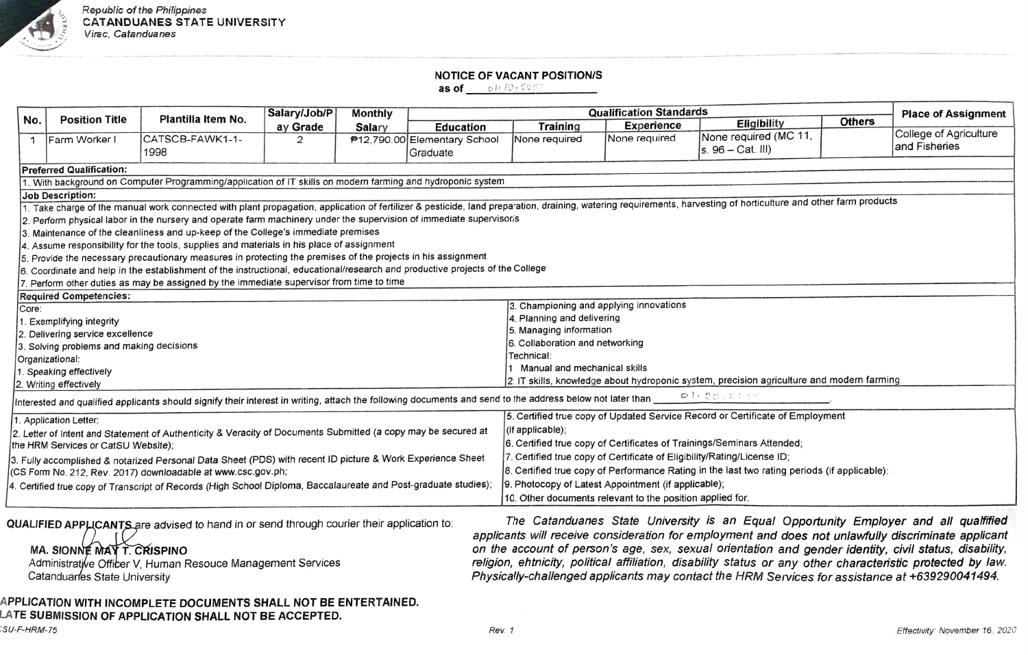Republic of the Philippines
**CATANDUANES STATE UNIVERSITY**
*Virac, Catanduanes*

## NOTICE OF VACANT POSITION/S

as of 01/10/2022

| No. | Position Title | Plantilla Item No. | Salary/Job/Pay Grade | Monthly Salary | Qualification Standards | | | | | Place of Assignment |
|---|---|---|---|---|---|---|---|---|---|---|
| | | | | | Education | Training | Experience | Eligibility | Others | |
| 1 | Farm Worker I | CATSCB-FAWK1-1-1998 | 2 | ₱12,790.00 | Elementary School Graduate | None required | None required | None required (MC 11, s. 96 – Cat. III) | | College of Agriculture and Fisheries |

**Preferred Qualification:**

1. With background on Computer Programming/application of IT skills on modern farming and hydroponic system

**Job Description:**

1. Take charge of the manual work connected with plant propagation, application of fertilizer & pesticide, land preparation, draining, watering requirements, harvesting of horticulture and other farm products
2. Perform physical labor in the nursery and operate farm machinery under the supervision of immediate supervisor/s
3. Maintenance of the cleanliness and up-keep of the College's immediate premises
4. Assume responsibility for the tools, supplies and materials in his place of assignment
5. Provide the necessary precautionary measures in protecting the premises of the projects in his assignment
6. Coordinate and help in the establishment of the instructional, educational/research and productive projects of the College
7. Perform other duties as may be assigned by the immediate supervisor from time to time

**Required Competencies:**

Core:
1. Exemplifying integrity
2. Delivering service excellence
3. Solving problems and making decisions
4. Championing and applying innovations
5. Planning and delivering
6. Managing information
7. Collaboration and networking

Organizational:
1. Speaking effectively
2. Writing effectively

Technical:
1. Manual and mechanical skills
2. IT skills, knowledge about hydroponic system, precision agriculture and modern farming

Interested and qualified applicants should signify their interest in writing, attach the following documents and send to the address below not later than 01/20/2022.

1. Application Letter;
2. Letter of Intent and Statement of Authenticity & Veracity of Documents Submitted (a copy may be secured at the HRM Services or CatSU Website);
3. Fully accomplished & notarized Personal Data Sheet (PDS) with recent ID picture & Work Experience Sheet (CS Form No. 212, Rev. 2017) downloadable at www.csc.gov.ph;
4. Certified true copy of Transcript of Records (High School Diploma, Baccalaureate and Post-graduate studies);
5. Certified true copy of Updated Service Record or Certificate of Employment (if applicable);
6. Certified true copy of Certificates of Trainings/Seminars Attended;
7. Certified true copy of Certificate of Eligibility/Rating/License ID;
8. Certified true copy of Performance Rating in the last two rating periods (if applicable);
9. Photocopy of Latest Appointment (if applicable);
10. Other documents relevant to the position applied for.

**QUALIFIED APPLICANTS** are advised to hand in or send through courier their application to:

**MA. SIONNE MAY T. CRISPINO**
Administrative Officer V, Human Resouce Management Services
Catanduanes State University

*The Catanduanes State University is an Equal Opportunity Employer and all qualified applicants will receive consideration for employment and does not unlawfully discriminate applicant on the account of person's age, sex, sexual orientation and gender identity, civil status, disability, religion, ehtnicity, political affiliation, disability status or any other characteristic protected by law. Physically-challenged applicants may contact the HRM Services for assistance at +639290041494.*

**APPLICATION WITH INCOMPLETE DOCUMENTS SHALL NOT BE ENTERTAINED.**
**LATE SUBMISSION OF APPLICATION SHALL NOT BE ACCEPTED.**

CSU-F-HRM-75 Rev. 1 Effectivity: November 16, 2020